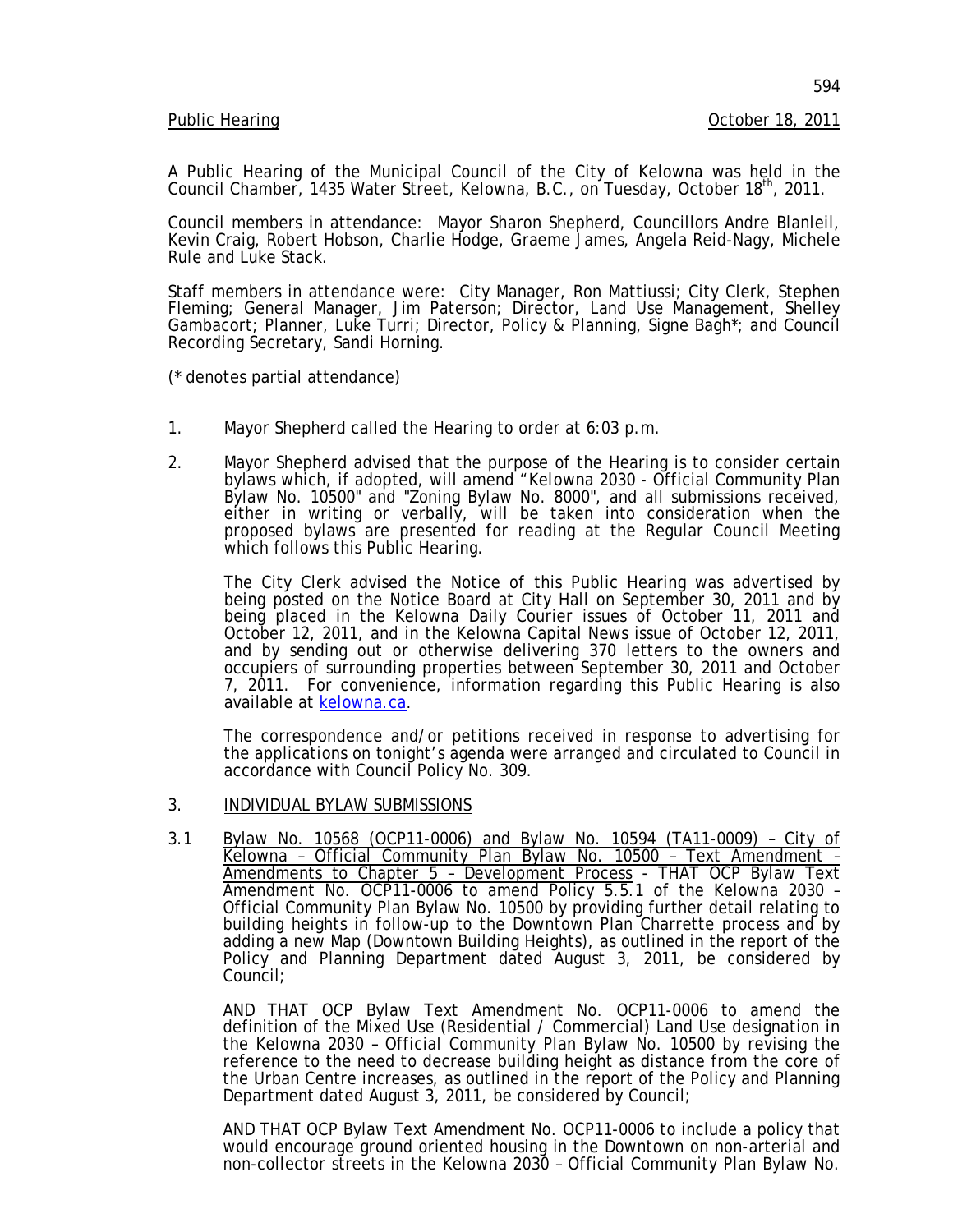Public Hearing October 18, 2011

A Public Hearing of the Municipal Council of the City of Kelowna was held in the Council Chamber, 1435 Water Street, Kelowna, B.C., on Tuesday, October 18th, 2011.

Council members in attendance: Mayor Sharon Shepherd, Councillors Andre Blanleil, Kevin Craig, Robert Hobson, Charlie Hodge, Graeme James, Angela Reid-Nagy, Michele Rule and Luke Stack.

Staff members in attendance were: City Manager, Ron Mattiussi; City Clerk, Stephen Fleming; General Manager, Jim Paterson; Director, Land Use Management, Shelley Gambacort; Planner, Luke Turri; Director, Policy & Planning, Signe Bagh*; and Council Recording Secretary, Sandi Horning.

(* denotes partial attendance)

1. Mayor Shepherd called the Hearing to order at 6:03 p.m.

2. Mayor Shepherd advised that the purpose of the Hearing is to consider certain bylaws which, if adopted, will amend "Kelowna 2030 - Official Community Plan Bylaw No. 10500" and "Zoning Bylaw No. 8000", and all submissions received, either in writing or verbally, will be taken into consideration when the proposed bylaws are presented for reading at the Regular Council Meeting which follows this Public Hearing.

   The City Clerk advised the Notice of this Public Hearing was advertised by being posted on the Notice Board at City Hall on September 30, 2011 and by being placed in the Kelowna Daily Courier issues of October 11, 2011 and October 12, 2011, and in the Kelowna Capital News issue of October 12, 2011, and by sending out or otherwise delivering 370 letters to the owners and occupiers of surrounding properties between September 30, 2011 and October 7, 2011. For convenience, information regarding this Public Hearing is also available at kelowna.ca.

   The correspondence and/or petitions received in response to advertising for the applications on tonight's agenda were arranged and circulated to Council in accordance with Council Policy No. 309.

3. INDIVIDUAL BYLAW SUBMISSIONS

3.1 Bylaw No. 10568 (OCP11-0006) and Bylaw No. 10594 (TA11-0009) – City of Kelowna – Official Community Plan Bylaw No. 10500 – Text Amendment – Amendments to Chapter 5 – Development Process - THAT OCP Bylaw Text Amendment No. OCP11-0006 to amend Policy 5.5.1 of the Kelowna 2030 – Official Community Plan Bylaw No. 10500 by providing further detail relating to building heights in follow-up to the Downtown Plan Charrette process and by adding a new Map (Downtown Building Heights), as outlined in the report of the Policy and Planning Department dated August 3, 2011, be considered by Council;

   AND THAT OCP Bylaw Text Amendment No. OCP11-0006 to amend the definition of the Mixed Use (Residential / Commercial) Land Use designation in the Kelowna 2030 – Official Community Plan Bylaw No. 10500 by revising the reference to the need to decrease building height as distance from the core of the Urban Centre increases, as outlined in the report of the Policy and Planning Department dated August 3, 2011, be considered by Council;

   AND THAT OCP Bylaw Text Amendment No. OCP11-0006 to include a policy that would encourage ground oriented housing in the Downtown on non-arterial and non-collector streets in the Kelowna 2030 – Official Community Plan Bylaw No.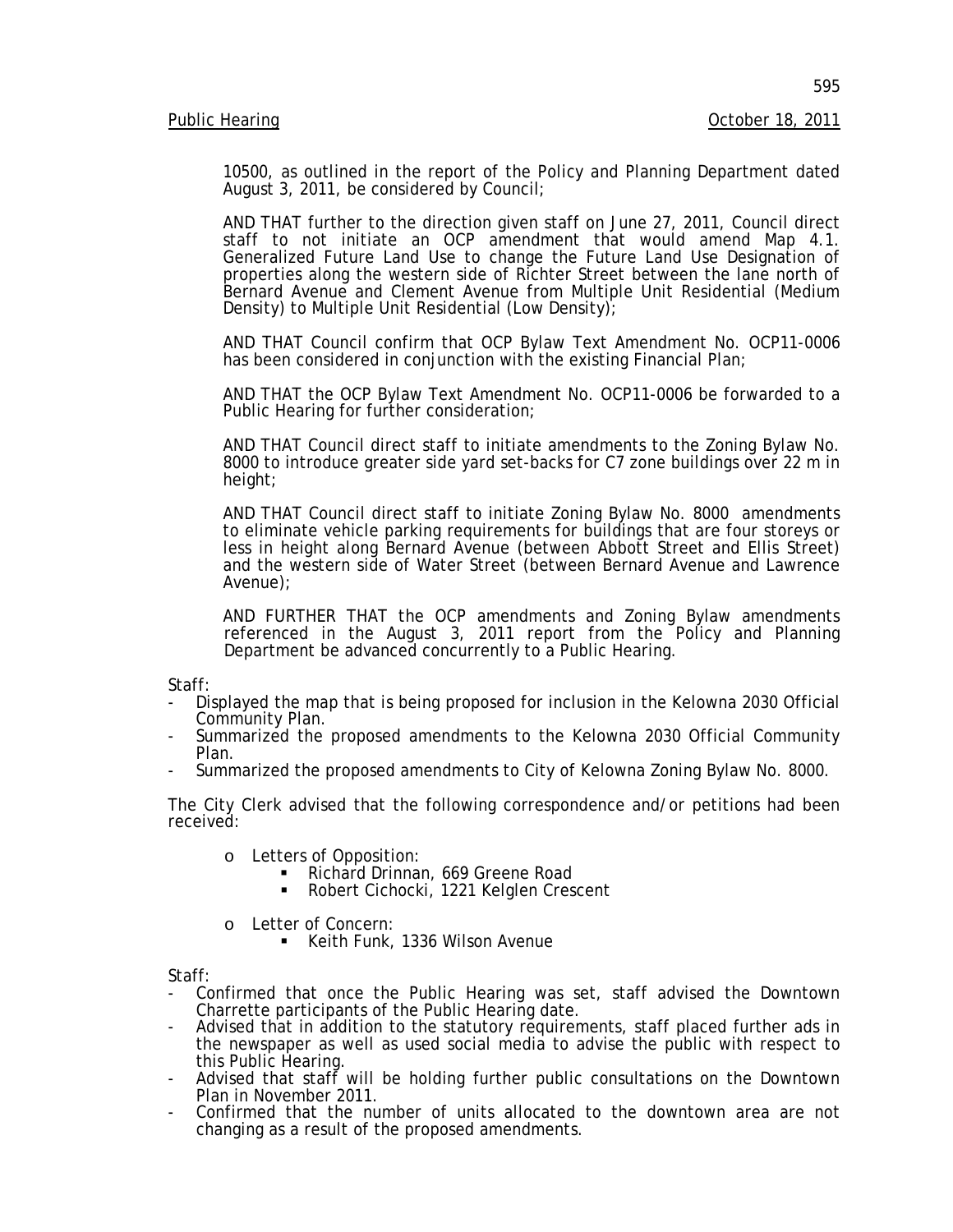10500, as outlined in the report of the Policy and Planning Department dated August 3, 2011, be considered by Council;

AND THAT further to the direction given staff on June 27, 2011, Council direct staff to not initiate an OCP amendment that would amend Map 4.1. Generalized Future Land Use to change the Future Land Use Designation of properties along the western side of Richter Street between the lane north of Bernard Avenue and Clement Avenue from Multiple Unit Residential (Medium Density) to Multiple Unit Residential (Low Density);

AND THAT Council confirm that OCP Bylaw Text Amendment No. OCP11-0006 has been considered in conjunction with the existing Financial Plan;

AND THAT the OCP Bylaw Text Amendment No. OCP11-0006 be forwarded to a Public Hearing for further consideration;

AND THAT Council direct staff to initiate amendments to the Zoning Bylaw No. 8000 to introduce greater side yard set-backs for C7 zone buildings over 22 m in height;

AND THAT Council direct staff to initiate Zoning Bylaw No. 8000 amendments to eliminate vehicle parking requirements for buildings that are four storeys or less in height along Bernard Avenue (between Abbott Street and Ellis Street) and the western side of Water Street (between Bernard Avenue and Lawrence Avenue);

AND FURTHER THAT the OCP amendments and Zoning Bylaw amendments referenced in the August 3, 2011 report from the Policy and Planning Department be advanced concurrently to a Public Hearing.

Staff:

- Displayed the map that is being proposed for inclusion in the Kelowna 2030 Official Community Plan.
- Summarized the proposed amendments to the Kelowna 2030 Official Community Plan.
- Summarized the proposed amendments to City of Kelowna Zoning Bylaw No. 8000.

The City Clerk advised that the following correspondence and/or petitions had been received:

- Letters of Opposition:
  - Richard Drinnan, 669 Greene Road
  - Robert Cichocki, 1221 Kelglen Crescent
- Letter of Concern:
  - Keith Funk, 1336 Wilson Avenue

Staff:

- Confirmed that once the Public Hearing was set, staff advised the Downtown Charrette participants of the Public Hearing date.
- Advised that in addition to the statutory requirements, staff placed further ads in the newspaper as well as used social media to advise the public with respect to this Public Hearing.
- Advised that staff will be holding further public consultations on the Downtown Plan in November 2011.
- Confirmed that the number of units allocated to the downtown area are not changing as a result of the proposed amendments.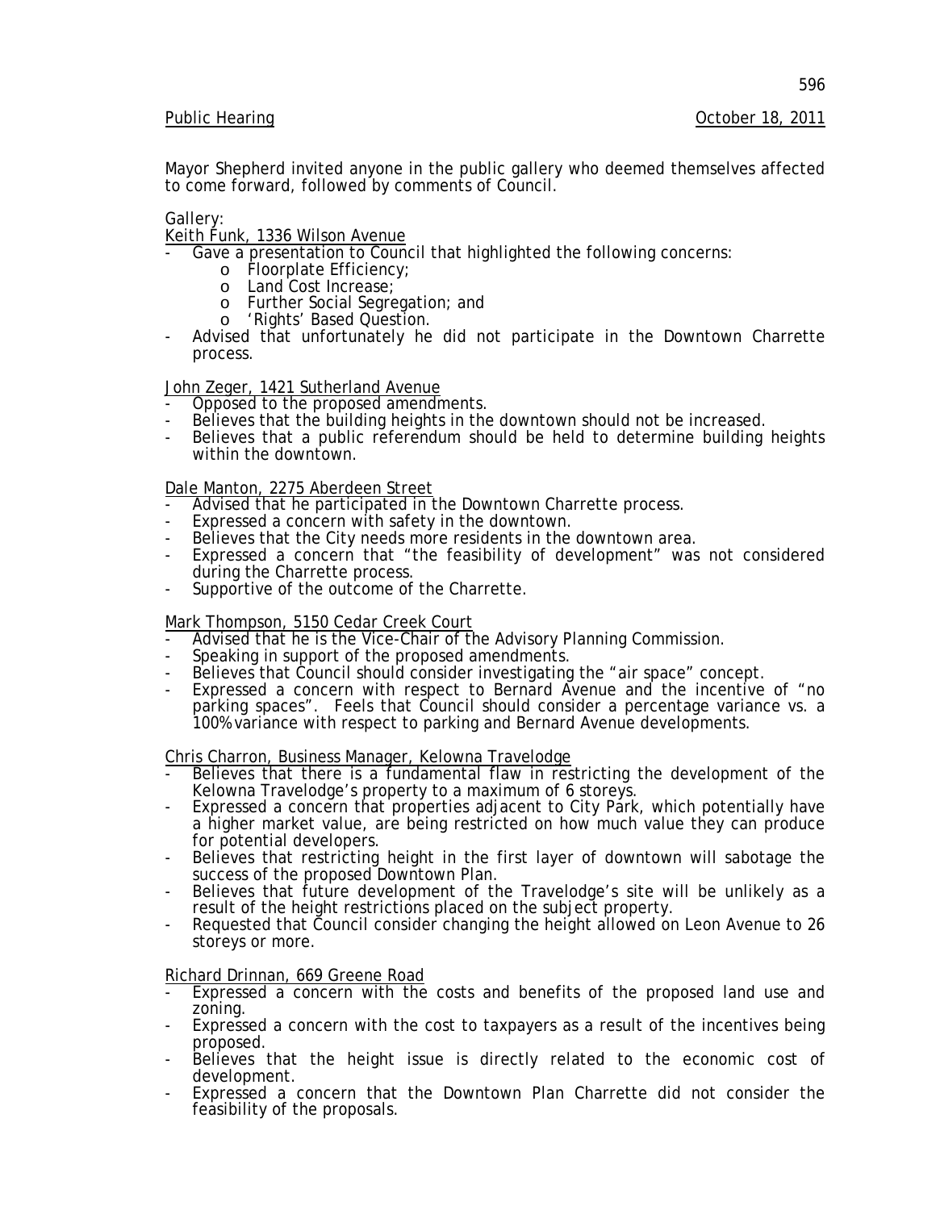Public Hearing October 18, 2011

Mayor Shepherd invited anyone in the public gallery who deemed themselves affected to come forward, followed by comments of Council.

Gallery:

Keith Funk, 1336 Wilson Avenue

- Gave a presentation to Council that highlighted the following concerns:
  - Floorplate Efficiency;
  - Land Cost Increase;
  - Further Social Segregation; and
  - 'Rights' Based Question.
- Advised that unfortunately he did not participate in the Downtown Charrette process.

John Zeger, 1421 Sutherland Avenue

- Opposed to the proposed amendments.
- Believes that the building heights in the downtown should not be increased.
- Believes that a public referendum should be held to determine building heights within the downtown.

Dale Manton, 2275 Aberdeen Street

- Advised that he participated in the Downtown Charrette process.
- Expressed a concern with safety in the downtown.
- Believes that the City needs more residents in the downtown area.
- Expressed a concern that "the feasibility of development" was not considered during the Charrette process.
- Supportive of the outcome of the Charrette.

Mark Thompson, 5150 Cedar Creek Court

- Advised that he is the Vice-Chair of the Advisory Planning Commission.
- Speaking in support of the proposed amendments.
- Believes that Council should consider investigating the "air space" concept.
- Expressed a concern with respect to Bernard Avenue and the incentive of "no parking spaces". Feels that Council should consider a percentage variance vs. a 100% variance with respect to parking and Bernard Avenue developments.

Chris Charron, Business Manager, Kelowna Travelodge

- Believes that there is a fundamental flaw in restricting the development of the Kelowna Travelodge's property to a maximum of 6 storeys.
- Expressed a concern that properties adjacent to City Park, which potentially have a higher market value, are being restricted on how much value they can produce for potential developers.
- Believes that restricting height in the first layer of downtown will sabotage the success of the proposed Downtown Plan.
- Believes that future development of the Travelodge's site will be unlikely as a result of the height restrictions placed on the subject property.
- Requested that Council consider changing the height allowed on Leon Avenue to 26 storeys or more.

Richard Drinnan, 669 Greene Road

- Expressed a concern with the costs and benefits of the proposed land use and zoning.
- Expressed a concern with the cost to taxpayers as a result of the incentives being proposed.
- Believes that the height issue is directly related to the economic cost of development.
- Expressed a concern that the Downtown Plan Charrette did not consider the feasibility of the proposals.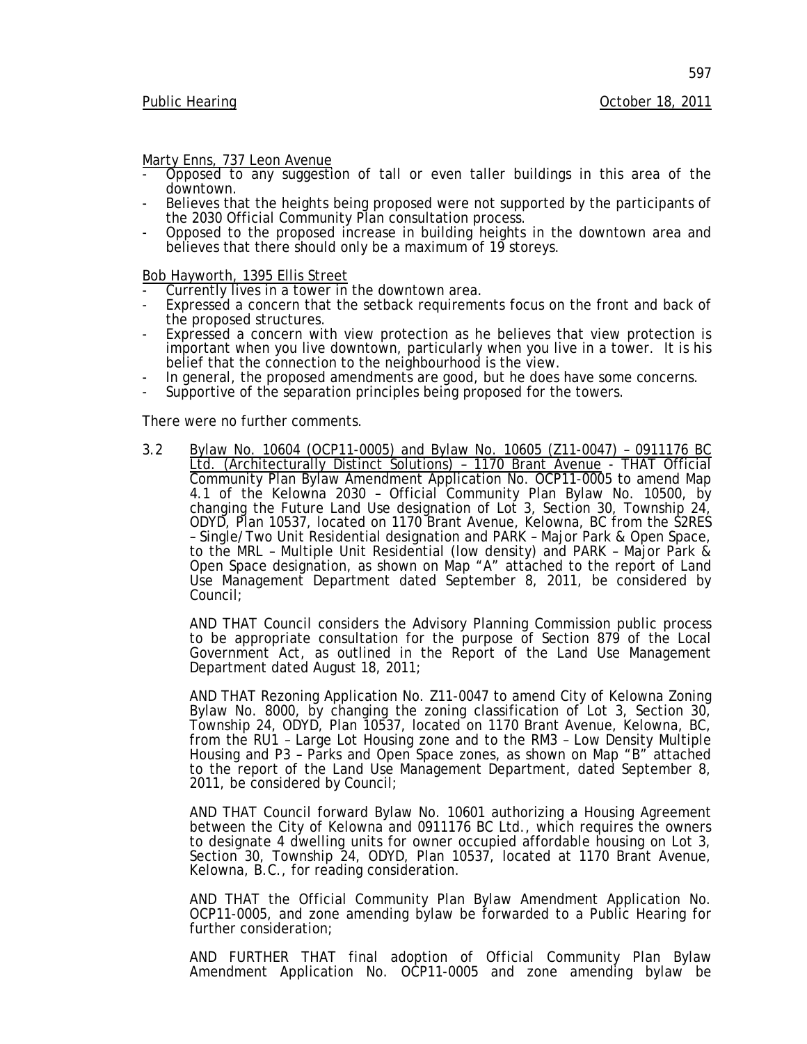Marty Enns, 737 Leon Avenue

- Opposed to any suggestion of tall or even taller buildings in this area of the downtown.
- Believes that the heights being proposed were not supported by the participants of the 2030 Official Community Plan consultation process.
- Opposed to the proposed increase in building heights in the downtown area and believes that there should only be a maximum of 19 storeys.

Bob Hayworth, 1395 Ellis Street

- Currently lives in a tower in the downtown area.
- Expressed a concern that the setback requirements focus on the front and back of the proposed structures.
- Expressed a concern with view protection as he believes that view protection is important when you live downtown, particularly when you live in a tower. It is his belief that the connection to the neighbourhood is the view.
- In general, the proposed amendments are good, but he does have some concerns.
- Supportive of the separation principles being proposed for the towers.

There were no further comments.

3.2 Bylaw No. 10604 (OCP11-0005) and Bylaw No. 10605 (Z11-0047) – 0911176 BC Ltd. (Architecturally Distinct Solutions) – 1170 Brant Avenue - THAT Official Community Plan Bylaw Amendment Application No. OCP11-0005 to amend Map 4.1 of the Kelowna 2030 – Official Community Plan Bylaw No. 10500, by changing the Future Land Use designation of Lot 3, Section 30, Township 24, ODYD, Plan 10537, located on 1170 Brant Avenue, Kelowna, BC from the S2RES – Single/Two Unit Residential designation and PARK – Major Park & Open Space, to the MRL – Multiple Unit Residential (low density) and PARK – Major Park & Open Space designation, as shown on Map "A" attached to the report of Land Use Management Department dated September 8, 2011, be considered by Council;

AND THAT Council considers the Advisory Planning Commission public process to be appropriate consultation for the purpose of Section 879 of the Local Government Act, as outlined in the Report of the Land Use Management Department dated August 18, 2011;

AND THAT Rezoning Application No. Z11-0047 to amend City of Kelowna Zoning Bylaw No. 8000, by changing the zoning classification of Lot 3, Section 30, Township 24, ODYD, Plan 10537, located on 1170 Brant Avenue, Kelowna, BC, from the RU1 – Large Lot Housing zone and to the RM3 – Low Density Multiple Housing and P3 – Parks and Open Space zones, as shown on Map "B" attached to the report of the Land Use Management Department, dated September 8, 2011, be considered by Council;

AND THAT Council forward Bylaw No. 10601 authorizing a Housing Agreement between the City of Kelowna and 0911176 BC Ltd., which requires the owners to designate 4 dwelling units for owner occupied affordable housing on Lot 3, Section 30, Township 24, ODYD, Plan 10537, located at 1170 Brant Avenue, Kelowna, B.C., for reading consideration.

AND THAT the Official Community Plan Bylaw Amendment Application No. OCP11-0005, and zone amending bylaw be forwarded to a Public Hearing for further consideration;

AND FURTHER THAT final adoption of Official Community Plan Bylaw Amendment Application No. OCP11-0005 and zone amending bylaw be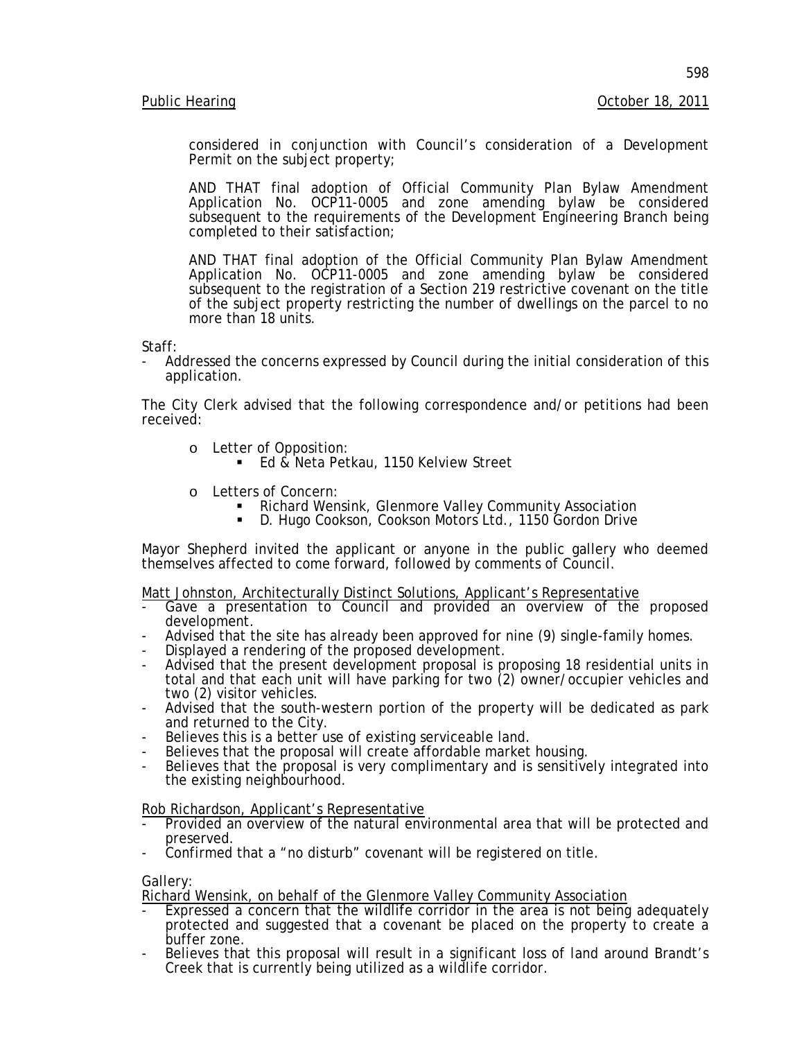considered in conjunction with Council's consideration of a Development Permit on the subject property;

AND THAT final adoption of Official Community Plan Bylaw Amendment Application No. OCP11-0005 and zone amending bylaw be considered subsequent to the requirements of the Development Engineering Branch being completed to their satisfaction;

AND THAT final adoption of the Official Community Plan Bylaw Amendment Application No. OCP11-0005 and zone amending bylaw be considered subsequent to the registration of a Section 219 restrictive covenant on the title of the subject property restricting the number of dwellings on the parcel to no more than 18 units.

Staff:
- Addressed the concerns expressed by Council during the initial consideration of this application.

The City Clerk advised that the following correspondence and/or petitions had been received:

- Letter of Opposition:
  - Ed & Neta Petkau, 1150 Kelview Street
- Letters of Concern:
  - Richard Wensink, Glenmore Valley Community Association
  - D. Hugo Cookson, Cookson Motors Ltd., 1150 Gordon Drive

Mayor Shepherd invited the applicant or anyone in the public gallery who deemed themselves affected to come forward, followed by comments of Council.

Matt Johnston, Architecturally Distinct Solutions, Applicant's Representative
- Gave a presentation to Council and provided an overview of the proposed development.
- Advised that the site has already been approved for nine (9) single-family homes.
- Displayed a rendering of the proposed development.
- Advised that the present development proposal is proposing 18 residential units in total and that each unit will have parking for two (2) owner/occupier vehicles and two (2) visitor vehicles.
- Advised that the south-western portion of the property will be dedicated as park and returned to the City.
- Believes this is a better use of existing serviceable land.
- Believes that the proposal will create affordable market housing.
- Believes that the proposal is very complimentary and is sensitively integrated into the existing neighbourhood.

Rob Richardson, Applicant's Representative
- Provided an overview of the natural environmental area that will be protected and preserved.
- Confirmed that a "no disturb" covenant will be registered on title.

Gallery:

Richard Wensink, on behalf of the Glenmore Valley Community Association
- Expressed a concern that the wildlife corridor in the area is not being adequately protected and suggested that a covenant be placed on the property to create a buffer zone.
- Believes that this proposal will result in a significant loss of land around Brandt's Creek that is currently being utilized as a wildlife corridor.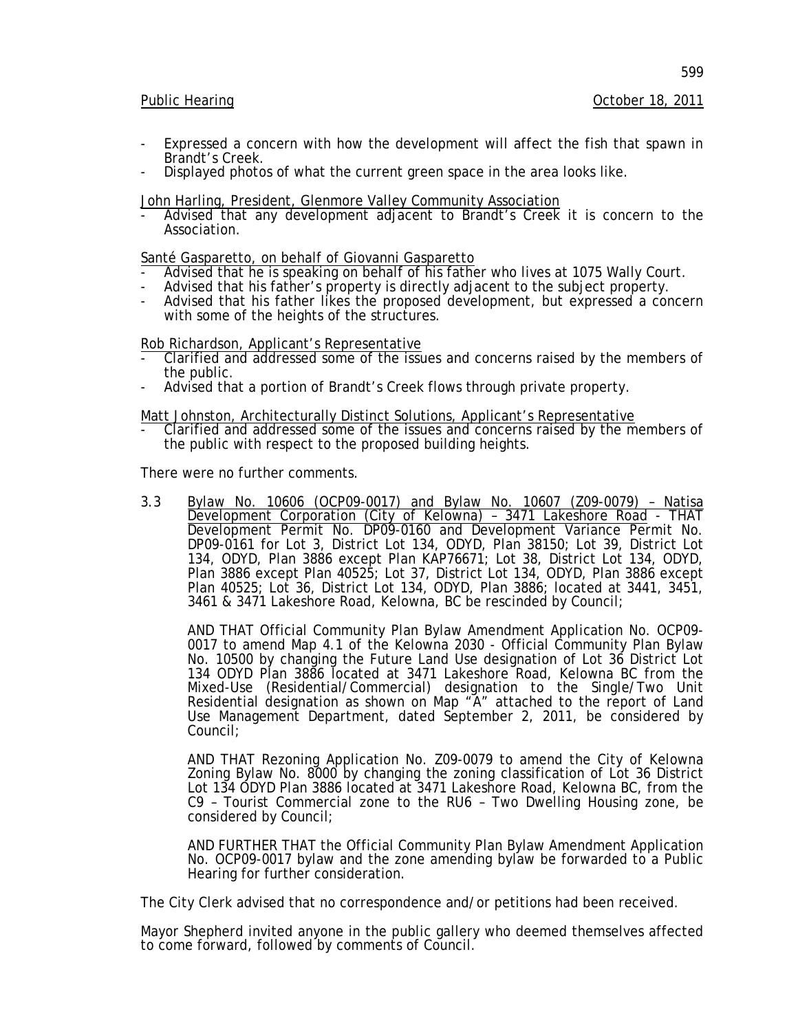- Expressed a concern with how the development will affect the fish that spawn in Brandt's Creek.
- Displayed photos of what the current green space in the area looks like.

John Harling, President, Glenmore Valley Community Association
- Advised that any development adjacent to Brandt's Creek it is concern to the Association.

Santé Gasparetto, on behalf of Giovanni Gasparetto
- Advised that he is speaking on behalf of his father who lives at 1075 Wally Court.
- Advised that his father's property is directly adjacent to the subject property.
- Advised that his father likes the proposed development, but expressed a concern with some of the heights of the structures.

Rob Richardson, Applicant's Representative
- Clarified and addressed some of the issues and concerns raised by the members of the public.
- Advised that a portion of Brandt's Creek flows through private property.

Matt Johnston, Architecturally Distinct Solutions, Applicant's Representative
- Clarified and addressed some of the issues and concerns raised by the members of the public with respect to the proposed building heights.

There were no further comments.

3.3 Bylaw No. 10606 (OCP09-0017) and Bylaw No. 10607 (Z09-0079) – Natisa Development Corporation (City of Kelowna) – 3471 Lakeshore Road - THAT Development Permit No. DP09-0160 and Development Variance Permit No. DP09-0161 for Lot 3, District Lot 134, ODYD, Plan 38150; Lot 39, District Lot 134, ODYD, Plan 3886 except Plan KAP76671; Lot 38, District Lot 134, ODYD, Plan 3886 except Plan 40525; Lot 37, District Lot 134, ODYD, Plan 3886 except Plan 40525; Lot 36, District Lot 134, ODYD, Plan 3886; located at 3441, 3451, 3461 & 3471 Lakeshore Road, Kelowna, BC be rescinded by Council;

AND THAT Official Community Plan Bylaw Amendment Application No. OCP09-0017 to amend Map 4.1 of the Kelowna 2030 - Official Community Plan Bylaw No. 10500 by changing the Future Land Use designation of Lot 36 District Lot 134 ODYD Plan 3886 located at 3471 Lakeshore Road, Kelowna BC from the Mixed-Use (Residential/Commercial) designation to the Single/Two Unit Residential designation as shown on Map "A" attached to the report of Land Use Management Department, dated September 2, 2011, be considered by Council;

AND THAT Rezoning Application No. Z09-0079 to amend the City of Kelowna Zoning Bylaw No. 8000 by changing the zoning classification of Lot 36 District Lot 134 ODYD Plan 3886 located at 3471 Lakeshore Road, Kelowna BC, from the C9 – Tourist Commercial zone to the RU6 – Two Dwelling Housing zone, be considered by Council;

AND FURTHER THAT the Official Community Plan Bylaw Amendment Application No. OCP09-0017 bylaw and the zone amending bylaw be forwarded to a Public Hearing for further consideration.

The City Clerk advised that no correspondence and/or petitions had been received.

Mayor Shepherd invited anyone in the public gallery who deemed themselves affected to come forward, followed by comments of Council.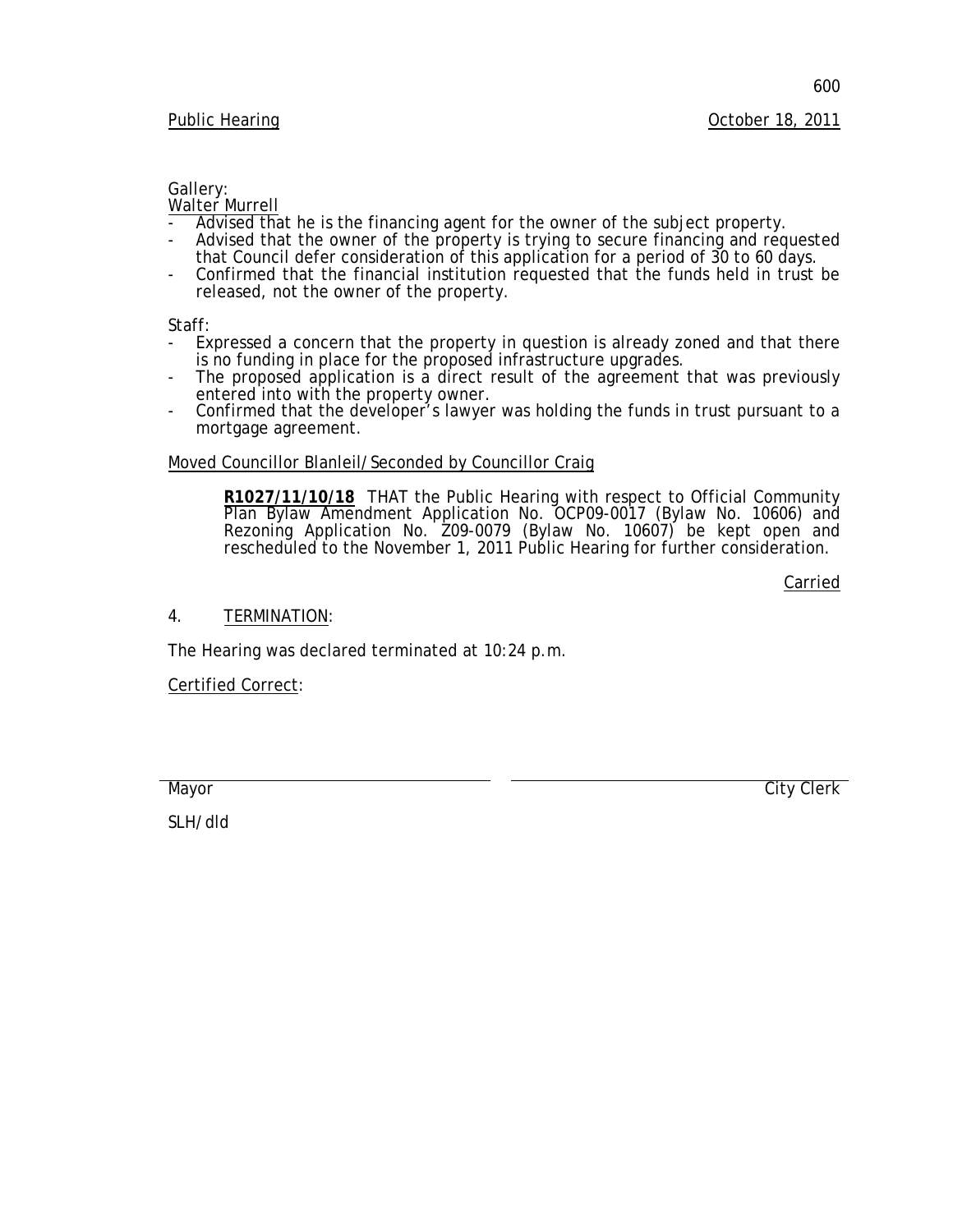Gallery:

Walter Murrell

- Advised that he is the financing agent for the owner of the subject property.
- Advised that the owner of the property is trying to secure financing and requested that Council defer consideration of this application for a period of 30 to 60 days.
- Confirmed that the financial institution requested that the funds held in trust be released, not the owner of the property.

Staff:

- Expressed a concern that the property in question is already zoned and that there is no funding in place for the proposed infrastructure upgrades.
- The proposed application is a direct result of the agreement that was previously entered into with the property owner.
- Confirmed that the developer's lawyer was holding the funds in trust pursuant to a mortgage agreement.

Moved Councillor Blanleil/Seconded by Councillor Craig

> **R1027/11/10/18** THAT the Public Hearing with respect to Official Community Plan Bylaw Amendment Application No. OCP09-0017 (Bylaw No. 10606) and Rezoning Application No. Z09-0079 (Bylaw No. 10607) be kept open and rescheduled to the November 1, 2011 Public Hearing for further consideration.

Carried

4. TERMINATION:

The Hearing was declared terminated at 10:24 p.m.

Certified Correct:

Mayor

City Clerk

SLH/dld